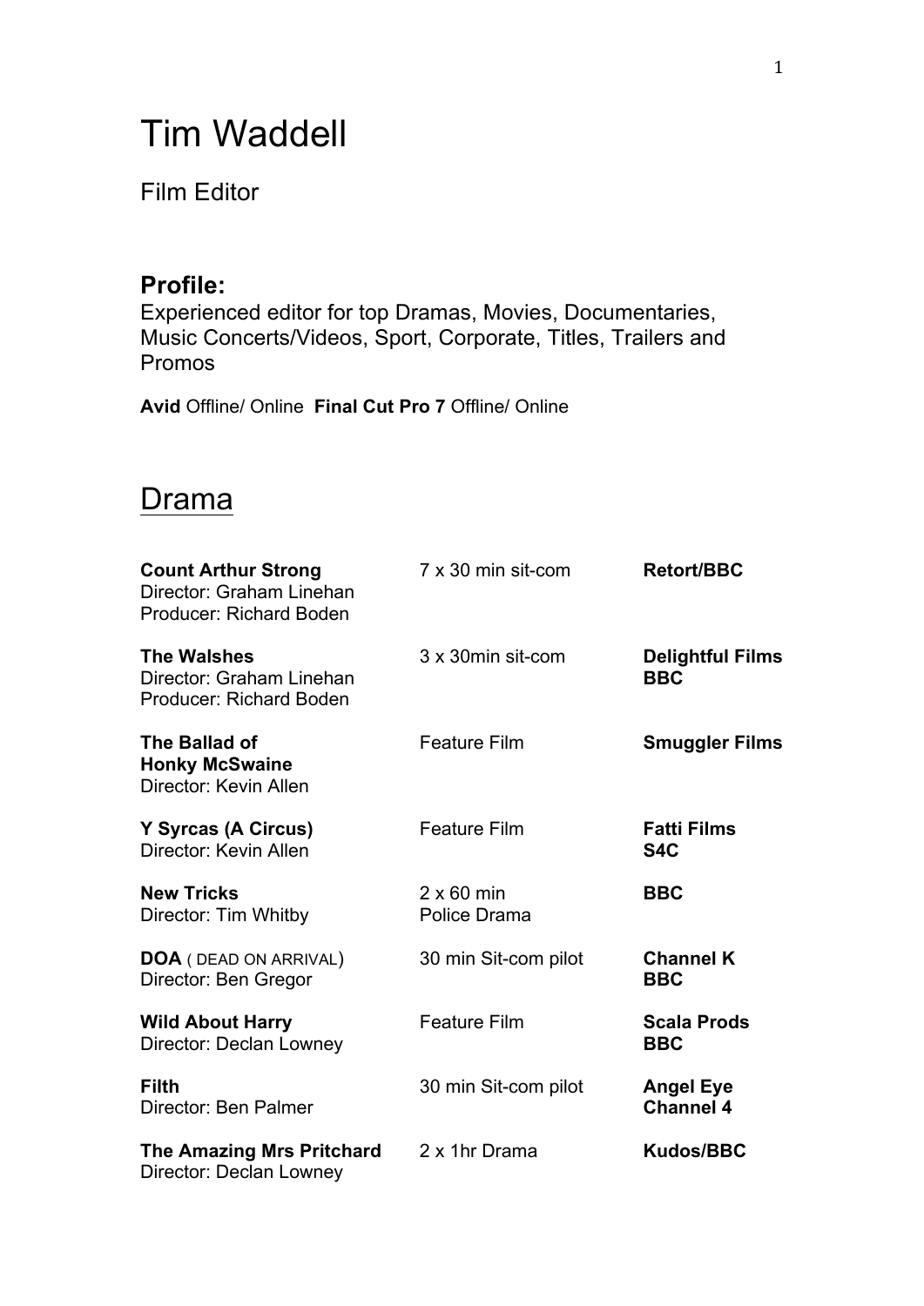# Tim Waddell

Film Editor

## Profile:

Experienced editor for top Dramas, Movies, Documentaries, Music Concerts/Videos, Sport, Corporate, Titles, Trailers and Promos

**Avid** Offline/ Online **Final Cut Pro 7** Offline/ Online

## Drama

| | | |
|---|---|---|
| **Count Arthur Strong**<br>Director: Graham Linehan<br>Producer: Richard Boden | 7 x 30 min sit-com | **Retort/BBC** |
| **The Walshes**<br>Director: Graham Linehan<br>Producer: Richard Boden | 3 x 30min sit-com | **Delightful Films BBC** |
| **The Ballad of Honky McSwaine**<br>Director: Kevin Allen | Feature Film | **Smuggler Films** |
| **Y Syrcas (A Circus)**<br>Director: Kevin Allen | Feature Film | **Fatti Films S4C** |
| **New Tricks**<br>Director: Tim Whitby | 2 x 60 min Police Drama | **BBC** |
| **DOA** ( DEAD ON ARRIVAL)<br>Director: Ben Gregor | 30 min Sit-com pilot | **Channel K BBC** |
| **Wild About Harry**<br>Director: Declan Lowney | Feature Film | **Scala Prods BBC** |
| **Filth**<br>Director: Ben Palmer | 30 min Sit-com pilot | **Angel Eye Channel 4** |
| **The Amazing Mrs Pritchard**<br>Director: Declan Lowney | 2 x 1hr Drama | **Kudos/BBC** |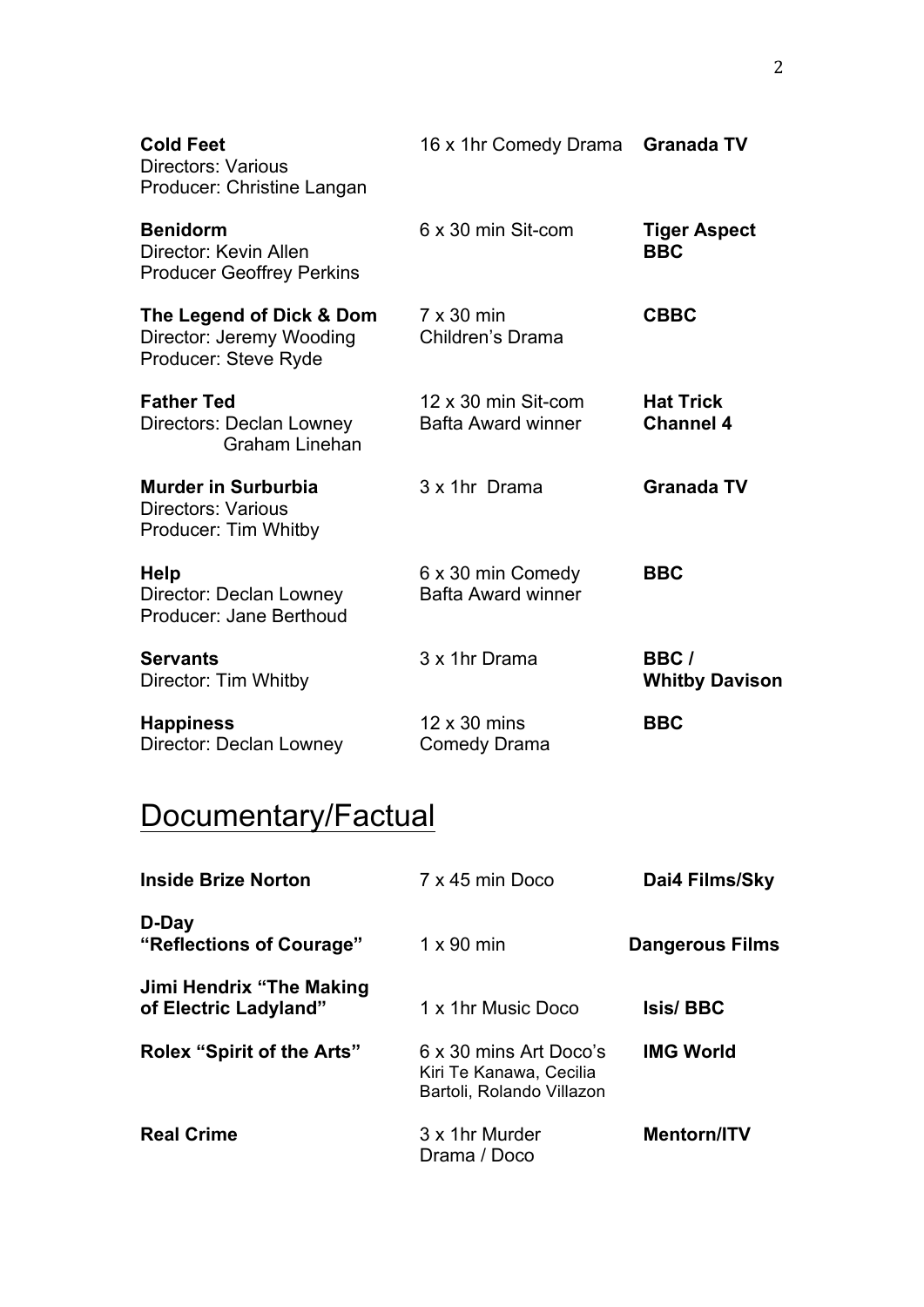| | | |
|---|---|---|
| **Cold Feet**<br>Directors: Various<br>Producer: Christine Langan | 16 x 1hr Comedy Drama | **Granada TV** |
| **Benidorm**<br>Director: Kevin Allen<br>Producer Geoffrey Perkins | 6 x 30 min Sit-com | **Tiger Aspect**<br>**BBC** |
| **The Legend of Dick & Dom**<br>Director: Jeremy Wooding<br>Producer: Steve Ryde | 7 x 30 min<br>Children's Drama | **CBBC** |
| **Father Ted**<br>Directors: Declan Lowney<br>Graham Linehan | 12 x 30 min Sit-com<br>Bafta Award winner | **Hat Trick**<br>**Channel 4** |
| **Murder in Surburbia**<br>Directors: Various<br>Producer: Tim Whitby | 3 x 1hr Drama | **Granada TV** |
| **Help**<br>Director: Declan Lowney<br>Producer: Jane Berthoud | 6 x 30 min Comedy<br>Bafta Award winner | **BBC** |
| **Servants**<br>Director: Tim Whitby | 3 x 1hr Drama | **BBC /**<br>**Whitby Davison** |
| **Happiness**<br>Director: Declan Lowney | 12 x 30 mins<br>Comedy Drama | **BBC** |

## Documentary/Factual

| | | |
|---|---|---|
| **Inside Brize Norton** | 7 x 45 min Doco | **Dai4 Films/Sky** |
| **D-Day**<br>**"Reflections of Courage"** | 1 x 90 min | **Dangerous Films** |
| **Jimi Hendrix "The Making of Electric Ladyland"** | 1 x 1hr Music Doco | **Isis/ BBC** |
| **Rolex "Spirit of the Arts"** | 6 x 30 mins Art Doco's<br>Kiri Te Kanawa, Cecilia Bartoli, Rolando Villazon | **IMG World** |
| **Real Crime** | 3 x 1hr Murder<br>Drama / Doco | **Mentorn/ITV** |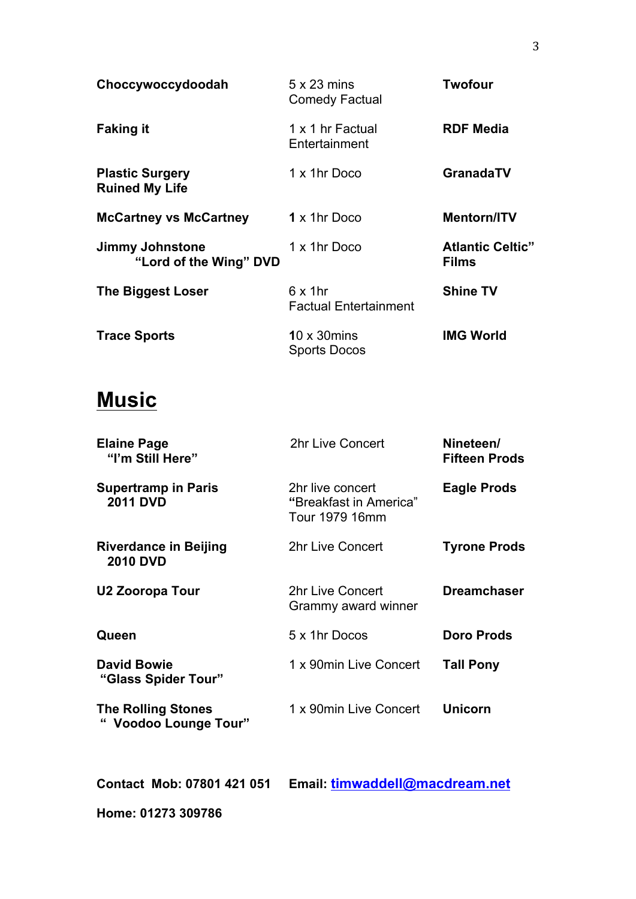| | | |
|---|---|---|
| **Choccywoccydoodah** | 5 x 23 mins Comedy Factual | **Twofour** |
| **Faking it** | 1 x 1 hr Factual Entertainment | **RDF Media** |
| **Plastic Surgery Ruined My Life** | 1 x 1hr Doco | **GranadaTV** |
| **McCartney vs McCartney** | **1** x 1hr Doco | **Mentorn/ITV** |
| **Jimmy Johnstone "Lord of the Wing" DVD** | 1 x 1hr Doco | **Atlantic Celtic" Films** |
| **The Biggest Loser** | 6 x 1hr Factual Entertainment | **Shine TV** |
| **Trace Sports** | **1**0 x 30mins Sports Docos | **IMG World** |

# Music

| | | |
|---|---|---|
| **Elaine Page "I'm Still Here"** | 2hr Live Concert | **Nineteen/ Fifteen Prods** |
| **Supertramp in Paris 2011 DVD** | 2hr live concert **"**Breakfast in America" Tour 1979 16mm | **Eagle Prods** |
| **Riverdance in Beijing 2010 DVD** | 2hr Live Concert | **Tyrone Prods** |
| **U2 Zooropa Tour** | 2hr Live Concert Grammy award winner | **Dreamchaser** |
| **Queen** | 5 x 1hr Docos | **Doro Prods** |
| **David Bowie "Glass Spider Tour"** | 1 x 90min Live Concert | **Tall Pony** |
| **The Rolling Stones " Voodoo Lounge Tour"** | 1 x 90min Live Concert | **Unicorn** |

**Contact Mob: 07801 421 051** **Email: timwaddell@macdream.net**

**Home: 01273 309786**